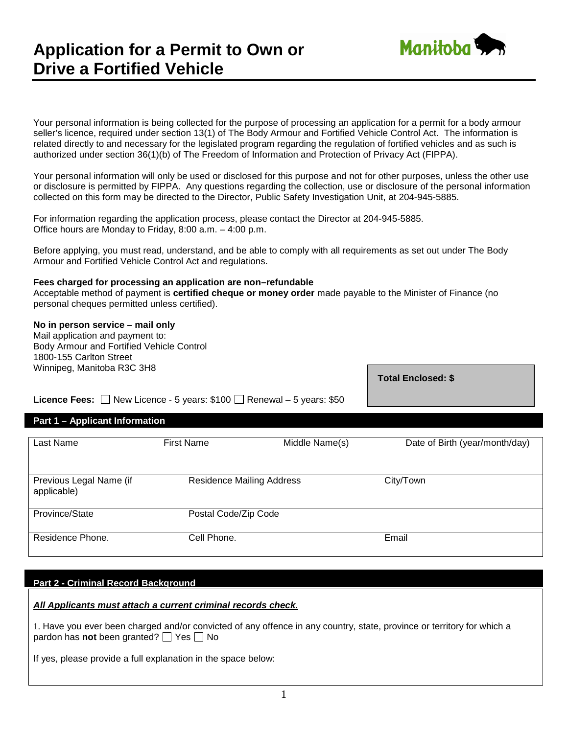# Application for a Permit to Own or Drive a Fortified Vehicle

Manitoba

Your personal information is being collected for the purpose of processing an application for a permit for a body armour seller's licence, required under section 13(1) of The Body Armour and Fortified Vehicle Control Act. The information is related directly to and necessary for the legislated program regarding the regulation of fortified vehicles and as such is authorized under section 36(1)(b) of The Freedom of Information and Protection of Privacy Act (FIPPA).

Your personal information will only be used or disclosed for this purpose and not for other purposes, unless the other use or disclosure is permitted by FIPPA. Any questions regarding the collection, use or disclosure of the personal information collected on this form may be directed to the Director, Public Safety Investigation Unit, at 204-945-5885.

For information regarding the application process, please contact the Director at 204-945-5885.
Office hours are Monday to Friday, 8:00 a.m. – 4:00 p.m.

Before applying, you must read, understand, and be able to comply with all requirements as set out under The Body Armour and Fortified Vehicle Control Act and regulations.

**Fees charged for processing an application are non–refundable**
Acceptable method of payment is **certified cheque or money order** made payable to the Minister of Finance (no personal cheques permitted unless certified).

**No in person service – mail only**
Mail application and payment to:
Body Armour and Fortified Vehicle Control
1800-155 Carlton Street
Winnipeg, Manitoba R3C 3H8

**Total Enclosed: $**

**Licence Fees:** ☐ New Licence - 5 years: $100 ☐ Renewal – 5 years: $50

## Part 1 – Applicant Information

| Last Name | First Name | Middle Name(s) | Date of Birth (year/month/day) |
|---|---|---|---|
| Previous Legal Name (if applicable) | Residence Mailing Address | | City/Town |
| Province/State | Postal Code/Zip Code | | |
| Residence Phone. | Cell Phone. | | Email |

## Part 2 - Criminal Record Background

***All Applicants must attach a current criminal records check.***

1. Have you ever been charged and/or convicted of any offence in any country, state, province or territory for which a pardon has **not** been granted? ☐ Yes ☐ No

If yes, please provide a full explanation in the space below: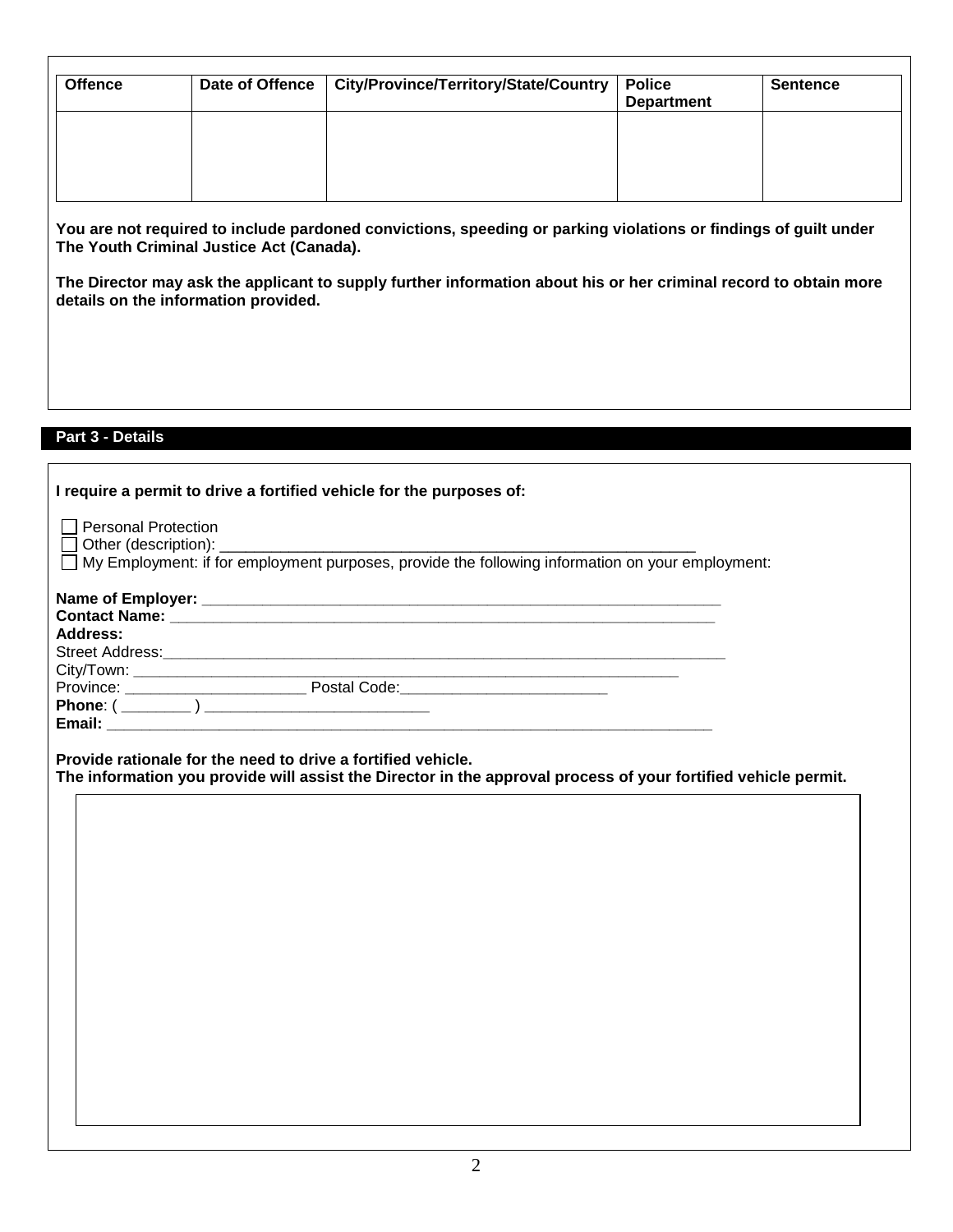| Offence | Date of Offence | City/Province/Territory/State/Country | Police Department | Sentence |
| --- | --- | --- | --- | --- |
| | | | | |

**You are not required to include pardoned convictions, speeding or parking violations or findings of guilt under The Youth Criminal Justice Act (Canada).**

**The Director may ask the applicant to supply further information about his or her criminal record to obtain more details on the information provided.**

## Part 3 - Details

**I require a permit to drive a fortified vehicle for the purposes of:**

☐ Personal Protection
☐ Other (description): ______________________________________________________
☐ My Employment: if for employment purposes, provide the following information on your employment:

**Name of Employer:** ___________________________________________________________
**Contact Name:** ______________________________________________________________
**Address:**
Street Address:_______________________________________________________________
City/Town: __________________________________________________________________
Province: _____________________ Postal Code:_________________________
**Phone**: ( ________ ) __________________________
**Email:** ____________________________________________________________________

**Provide rationale for the need to drive a fortified vehicle.**
**The information you provide will assist the Director in the approval process of your fortified vehicle permit.**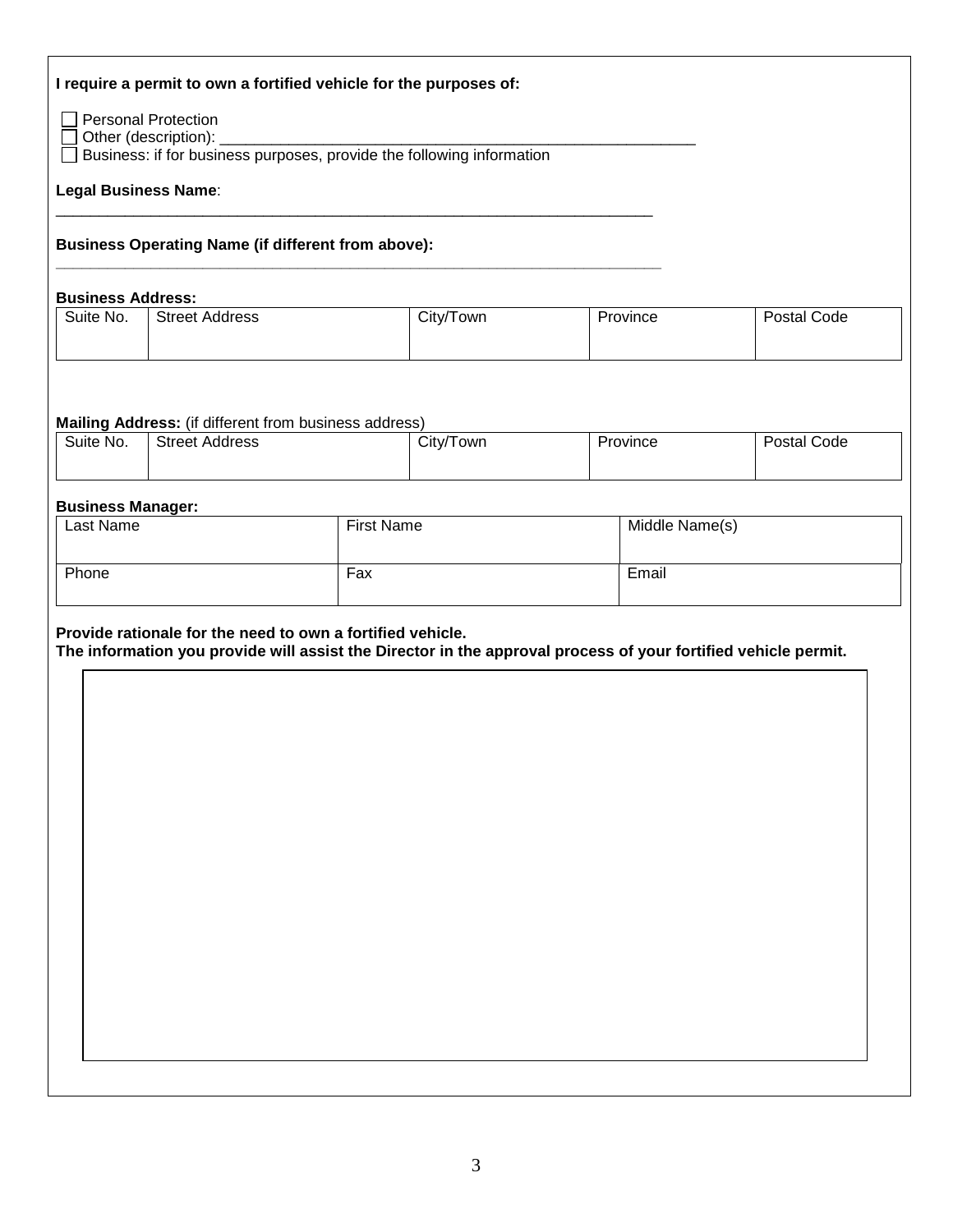**I require a permit to own a fortified vehicle for the purposes of:**

☐ Personal Protection
☐ Other (description): ___________________________________________________________
☐ Business: if for business purposes, provide the following information

**Legal Business Name**:
___________________________________________________________________________

**Business Operating Name (if different from above):**
___________________________________________________________________________

**Business Address:**

| Suite No. | Street Address | City/Town | Province | Postal Code |
|---|---|---|---|---|
| | | | | |

**Mailing Address:** (if different from business address)

| Suite No. | Street Address | City/Town | Province | Postal Code |
|---|---|---|---|---|
| | | | | |

**Business Manager:**

| Last Name | First Name | Middle Name(s) |
|---|---|---|
| Phone | Fax | Email |

**Provide rationale for the need to own a fortified vehicle.**
**The information you provide will assist the Director in the approval process of your fortified vehicle permit.**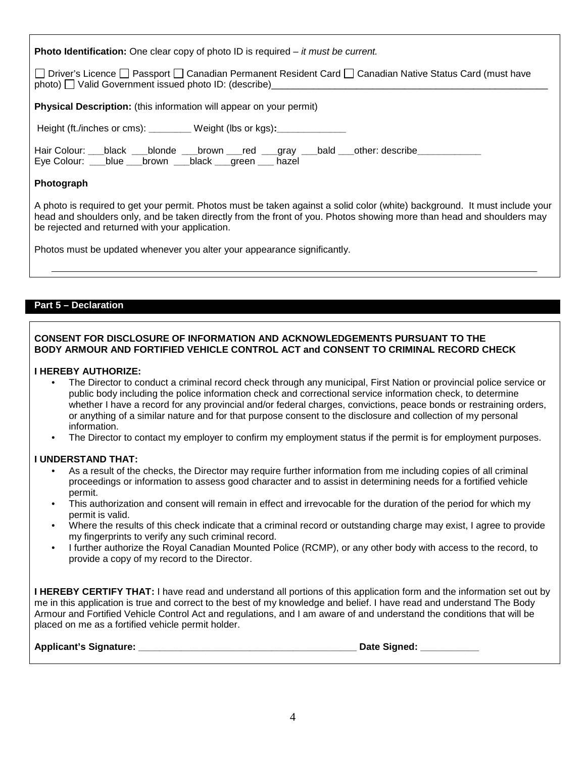**Photo Identification:** One clear copy of photo ID is required – *it must be current.*

☐ Driver's Licence ☐ Passport ☐ Canadian Permanent Resident Card ☐ Canadian Native Status Card (must have photo) ☐ Valid Government issued photo ID: (describe)_______________________________________________

**Physical Description:** (this information will appear on your permit)

Height (ft./inches or cms): ________ Weight (lbs or kgs): _____________

Hair Colour: ___black ___blonde ___brown ___red ___gray ___bald ___other: describe____________
Eye Colour: ___blue ___brown ___black ___green ___ hazel

**Photograph**

A photo is required to get your permit. Photos must be taken against a solid color (white) background. It must include your head and shoulders only, and be taken directly from the front of you. Photos showing more than head and shoulders may be rejected and returned with your application.

Photos must be updated whenever you alter your appearance significantly.

## Part 5 – Declaration

**CONSENT FOR DISCLOSURE OF INFORMATION AND ACKNOWLEDGEMENTS PURSUANT TO THE BODY ARMOUR AND FORTIFIED VEHICLE CONTROL ACT and CONSENT TO CRIMINAL RECORD CHECK**

**I HEREBY AUTHORIZE:**

- The Director to conduct a criminal record check through any municipal, First Nation or provincial police service or public body including the police information check and correctional service information check, to determine whether I have a record for any provincial and/or federal charges, convictions, peace bonds or restraining orders, or anything of a similar nature and for that purpose consent to the disclosure and collection of my personal information.
- The Director to contact my employer to confirm my employment status if the permit is for employment purposes.

**I UNDERSTAND THAT:**

- As a result of the checks, the Director may require further information from me including copies of all criminal proceedings or information to assess good character and to assist in determining needs for a fortified vehicle permit.
- This authorization and consent will remain in effect and irrevocable for the duration of the period for which my permit is valid.
- Where the results of this check indicate that a criminal record or outstanding charge may exist, I agree to provide my fingerprints to verify any such criminal record.
- I further authorize the Royal Canadian Mounted Police (RCMP), or any other body with access to the record, to provide a copy of my record to the Director.

**I HEREBY CERTIFY THAT:** I have read and understand all portions of this application form and the information set out by me in this application is true and correct to the best of my knowledge and belief. I have read and understand The Body Armour and Fortified Vehicle Control Act and regulations, and I am aware of and understand the conditions that will be placed on me as a fortified vehicle permit holder.

**Applicant's Signature:** _________________________________________ **Date Signed:** ___________